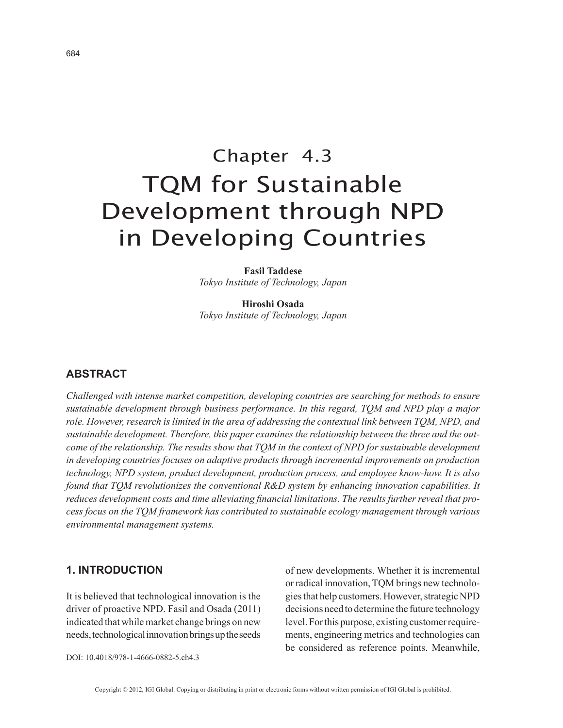# Chapter 4.3
# TQM for Sustainable Development through NPD in Developing Countries

**Fasil Taddese**
*Tokyo Institute of Technology, Japan*

**Hiroshi Osada**
*Tokyo Institute of Technology, Japan*

## ABSTRACT

*Challenged with intense market competition, developing countries are searching for methods to ensure sustainable development through business performance. In this regard, TQM and NPD play a major role. However, research is limited in the area of addressing the contextual link between TQM, NPD, and sustainable development. Therefore, this paper examines the relationship between the three and the outcome of the relationship. The results show that TQM in the context of NPD for sustainable development in developing countries focuses on adaptive products through incremental improvements on production technology, NPD system, product development, production process, and employee know-how. It is also found that TQM revolutionizes the conventional R&D system by enhancing innovation capabilities. It reduces development costs and time alleviating financial limitations. The results further reveal that process focus on the TQM framework has contributed to sustainable ecology management through various environmental management systems.*

## 1. INTRODUCTION

It is believed that technological innovation is the driver of proactive NPD. Fasil and Osada (2011) indicated that while market change brings on new needs, technological innovation brings up the seeds of new developments. Whether it is incremental or radical innovation, TQM brings new technologies that help customers. However, strategic NPD decisions need to determine the future technology level. For this purpose, existing customer requirements, engineering metrics and technologies can be considered as reference points. Meanwhile,

DOI: 10.4018/978-1-4666-0882-5.ch4.3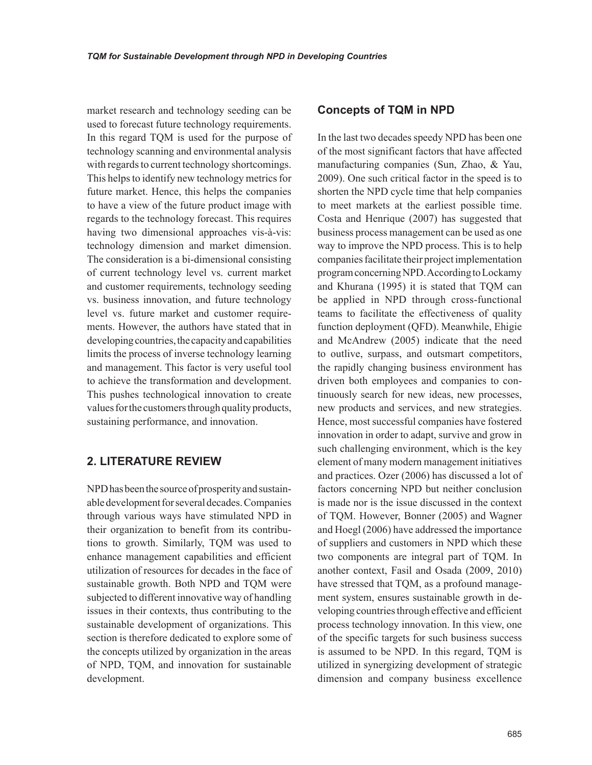market research and technology seeding can be used to forecast future technology requirements. In this regard TQM is used for the purpose of technology scanning and environmental analysis with regards to current technology shortcomings. This helps to identify new technology metrics for future market. Hence, this helps the companies to have a view of the future product image with regards to the technology forecast. This requires having two dimensional approaches vis-à-vis: technology dimension and market dimension. The consideration is a bi-dimensional consisting of current technology level vs. current market and customer requirements, technology seeding vs. business innovation, and future technology level vs. future market and customer requirements. However, the authors have stated that in developing countries, the capacity and capabilities limits the process of inverse technology learning and management. This factor is very useful tool to achieve the transformation and development. This pushes technological innovation to create values for the customers through quality products, sustaining performance, and innovation.

## 2. LITERATURE REVIEW

NPD has been the source of prosperity and sustainable development for several decades. Companies through various ways have stimulated NPD in their organization to benefit from its contributions to growth. Similarly, TQM was used to enhance management capabilities and efficient utilization of resources for decades in the face of sustainable growth. Both NPD and TQM were subjected to different innovative way of handling issues in their contexts, thus contributing to the sustainable development of organizations. This section is therefore dedicated to explore some of the concepts utilized by organization in the areas of NPD, TQM, and innovation for sustainable development.

### Concepts of TQM in NPD

In the last two decades speedy NPD has been one of the most significant factors that have affected manufacturing companies (Sun, Zhao, & Yau, 2009). One such critical factor in the speed is to shorten the NPD cycle time that help companies to meet markets at the earliest possible time. Costa and Henrique (2007) has suggested that business process management can be used as one way to improve the NPD process. This is to help companies facilitate their project implementation program concerning NPD. According to Lockamy and Khurana (1995) it is stated that TQM can be applied in NPD through cross-functional teams to facilitate the effectiveness of quality function deployment (QFD). Meanwhile, Ehigie and McAndrew (2005) indicate that the need to outlive, surpass, and outsmart competitors, the rapidly changing business environment has driven both employees and companies to continuously search for new ideas, new processes, new products and services, and new strategies. Hence, most successful companies have fostered innovation in order to adapt, survive and grow in such challenging environment, which is the key element of many modern management initiatives and practices. Ozer (2006) has discussed a lot of factors concerning NPD but neither conclusion is made nor is the issue discussed in the context of TQM. However, Bonner (2005) and Wagner and Hoegl (2006) have addressed the importance of suppliers and customers in NPD which these two components are integral part of TQM. In another context, Fasil and Osada (2009, 2010) have stressed that TQM, as a profound management system, ensures sustainable growth in developing countries through effective and efficient process technology innovation. In this view, one of the specific targets for such business success is assumed to be NPD. In this regard, TQM is utilized in synergizing development of strategic dimension and company business excellence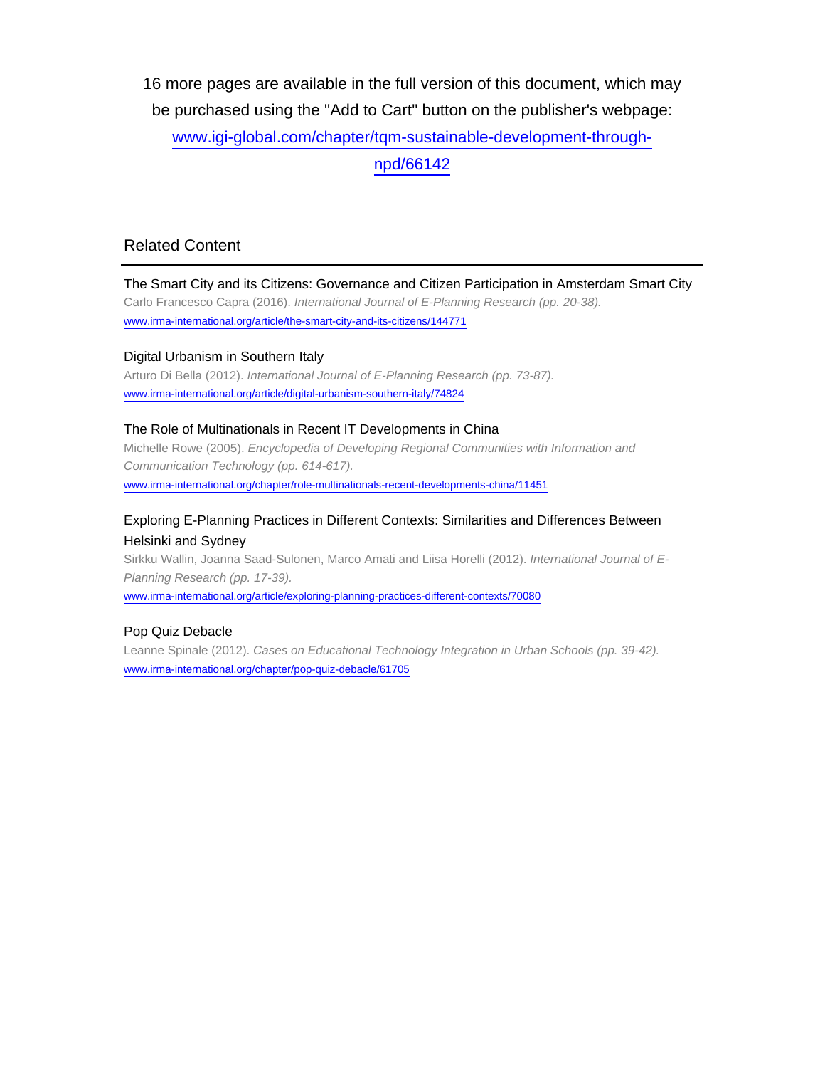16 more pages are available in the full version of this document, which may be purchased using the "Add to Cart" button on the publisher's webpage: www.igi-global.com/chapter/tqm-sustainable-development-through-npd/66142

## Related Content

The Smart City and its Citizens: Governance and Citizen Participation in Amsterdam Smart City
Carlo Francesco Capra (2016). *International Journal of E-Planning Research (pp. 20-38).*
www.irma-international.org/article/the-smart-city-and-its-citizens/144771

Digital Urbanism in Southern Italy
Arturo Di Bella (2012). *International Journal of E-Planning Research (pp. 73-87).*
www.irma-international.org/article/digital-urbanism-southern-italy/74824

The Role of Multinationals in Recent IT Developments in China
Michelle Rowe (2005). *Encyclopedia of Developing Regional Communities with Information and Communication Technology (pp. 614-617).*
www.irma-international.org/chapter/role-multinationals-recent-developments-china/11451

Exploring E-Planning Practices in Different Contexts: Similarities and Differences Between Helsinki and Sydney
Sirkku Wallin, Joanna Saad-Sulonen, Marco Amati and Liisa Horelli (2012). *International Journal of E-Planning Research (pp. 17-39).*
www.irma-international.org/article/exploring-planning-practices-different-contexts/70080

Pop Quiz Debacle
Leanne Spinale (2012). *Cases on Educational Technology Integration in Urban Schools (pp. 39-42).*
www.irma-international.org/chapter/pop-quiz-debacle/61705